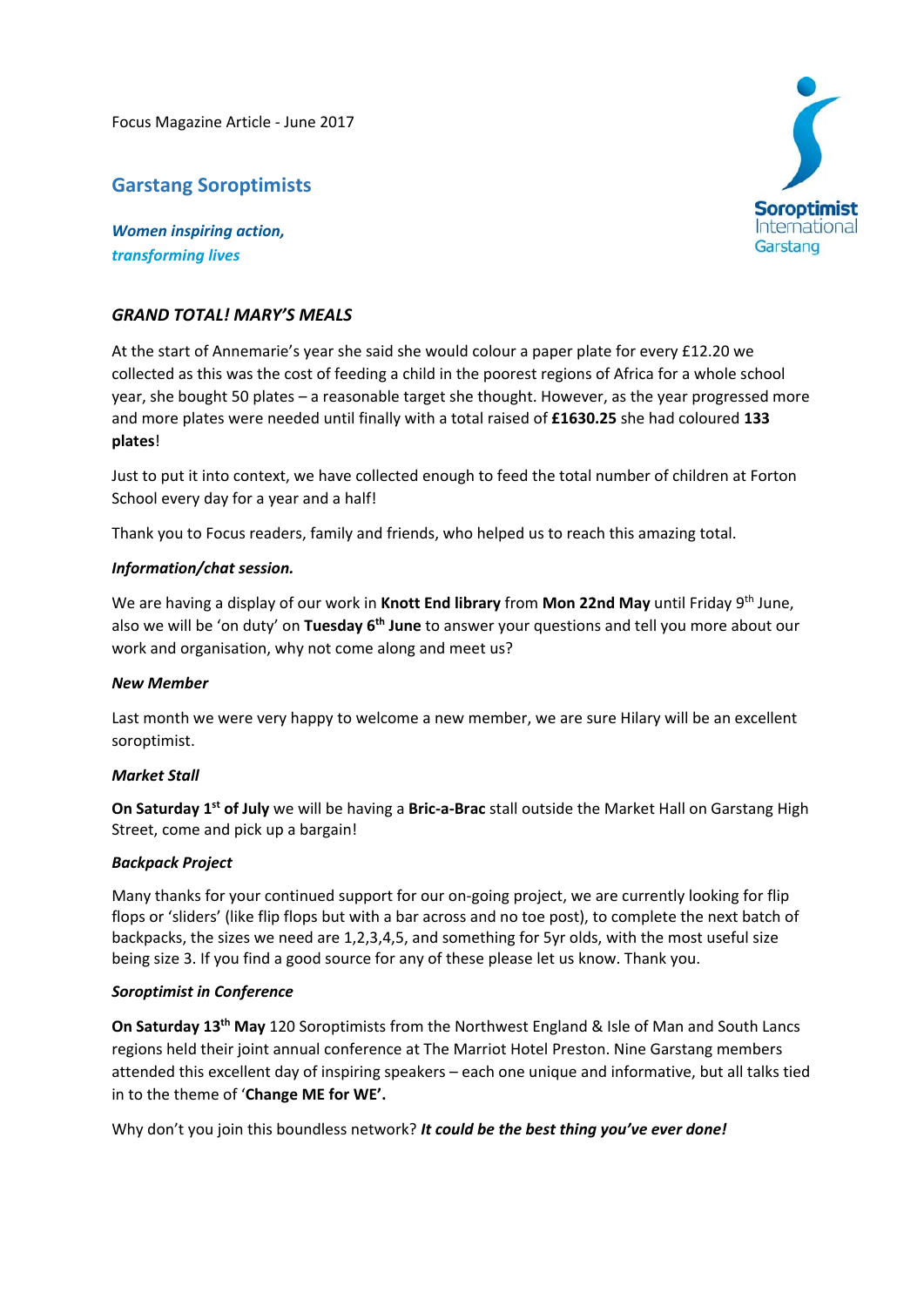Focus Magazine Article - June 2017

## Garstang Soroptimists

***Women inspiring action,***
***transforming lives***

Soroptimist International Garstang

### *GRAND TOTAL! MARY'S MEALS*

At the start of Annemarie's year she said she would colour a paper plate for every £12.20 we collected as this was the cost of feeding a child in the poorest regions of Africa for a whole school year, she bought 50 plates – a reasonable target she thought. However, as the year progressed more and more plates were needed until finally with a total raised of **£1630.25** she had coloured **133 plates**!

Just to put it into context, we have collected enough to feed the total number of children at Forton School every day for a year and a half!

Thank you to Focus readers, family and friends, who helped us to reach this amazing total.

***Information/chat session.***

We are having a display of our work in **Knott End library** from **Mon 22nd May** until Friday 9th June, also we will be 'on duty' on **Tuesday 6th June** to answer your questions and tell you more about our work and organisation, why not come along and meet us?

***New Member***

Last month we were very happy to welcome a new member, we are sure Hilary will be an excellent soroptimist.

***Market Stall***

**On Saturday 1st of July** we will be having a **Bric-a-Brac** stall outside the Market Hall on Garstang High Street, come and pick up a bargain!

***Backpack Project***

Many thanks for your continued support for our on-going project, we are currently looking for flip flops or 'sliders' (like flip flops but with a bar across and no toe post), to complete the next batch of backpacks, the sizes we need are 1,2,3,4,5, and something for 5yr olds, with the most useful size being size 3. If you find a good source for any of these please let us know. Thank you.

***Soroptimist in Conference***

**On Saturday 13th May** 120 Soroptimists from the Northwest England & Isle of Man and South Lancs regions held their joint annual conference at The Marriot Hotel Preston. Nine Garstang members attended this excellent day of inspiring speakers – each one unique and informative, but all talks tied in to the theme of '**Change ME for WE'.**

Why don't you join this boundless network? ***It could be the best thing you've ever done!***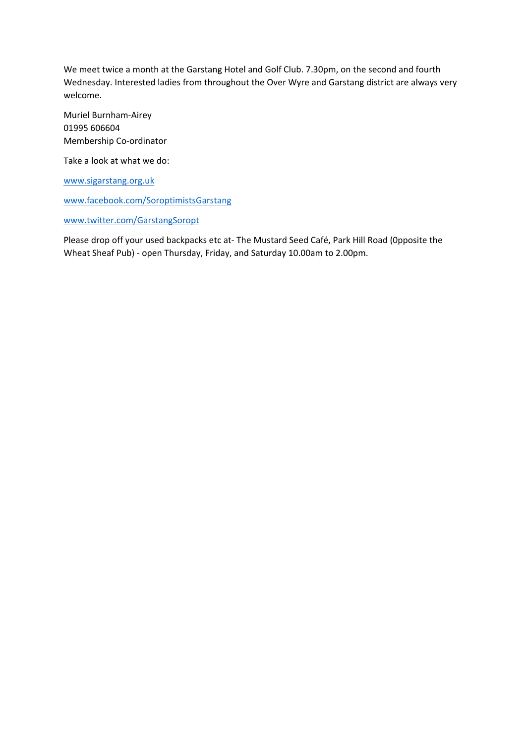We meet twice a month at the Garstang Hotel and Golf Club. 7.30pm, on the second and fourth Wednesday. Interested ladies from throughout the Over Wyre and Garstang district are always very welcome.

Muriel Burnham-Airey  
01995 606604  
Membership Co-ordinator

Take a look at what we do:

www.sigarstang.org.uk

www.facebook.com/SoroptimistsGarstang

www.twitter.com/GarstangSoropt

Please drop off your used backpacks etc at- The Mustard Seed Café, Park Hill Road (0pposite the Wheat Sheaf Pub) - open Thursday, Friday, and Saturday 10.00am to 2.00pm.